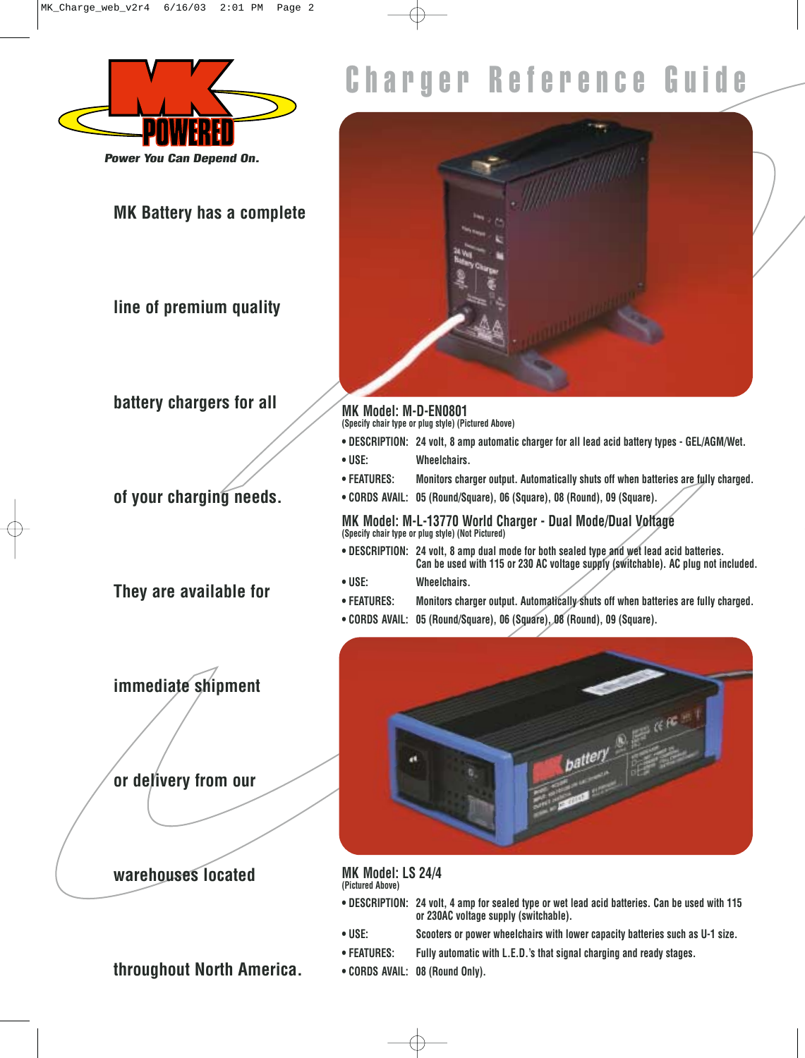# Charger Reference Guide

MK POWERED

*Power You Can Depend On.*

MK Battery has a complete line of premium quality battery chargers for all of your charging needs. They are available for immediate shipment or delivery from our warehouses located throughout North America.

## MK Model: M-D-EN0801

(Specify chair type or plug style) (Pictured Above)

- **DESCRIPTION:** 24 volt, 8 amp automatic charger for all lead acid battery types - GEL/AGM/Wet.
- **USE:** Wheelchairs.
- **FEATURES:** Monitors charger output. Automatically shuts off when batteries are fully charged.
- **CORDS AVAIL:** 05 (Round/Square), 06 (Square), 08 (Round), 09 (Square).

## MK Model: M-L-13770 World Charger - Dual Mode/Dual Voltage

(Specify chair type or plug style) (Not Pictured)

- **DESCRIPTION:** 24 volt, 8 amp dual mode for both sealed type and wet lead acid batteries. Can be used with 115 or 230 AC voltage supply (switchable). AC plug not included.
- **USE:** Wheelchairs.
- **FEATURES:** Monitors charger output. Automatically shuts off when batteries are fully charged.
- **CORDS AVAIL:** 05 (Round/Square), 06 (Square), 08 (Round), 09 (Square).

## MK Model: LS 24/4

(Pictured Above)

- **DESCRIPTION:** 24 volt, 4 amp for sealed type or wet lead acid batteries. Can be used with 115 or 230AC voltage supply (switchable).
- **USE:** Scooters or power wheelchairs with lower capacity batteries such as U-1 size.
- **FEATURES:** Fully automatic with L.E.D.'s that signal charging and ready stages.
- **CORDS AVAIL:** 08 (Round Only).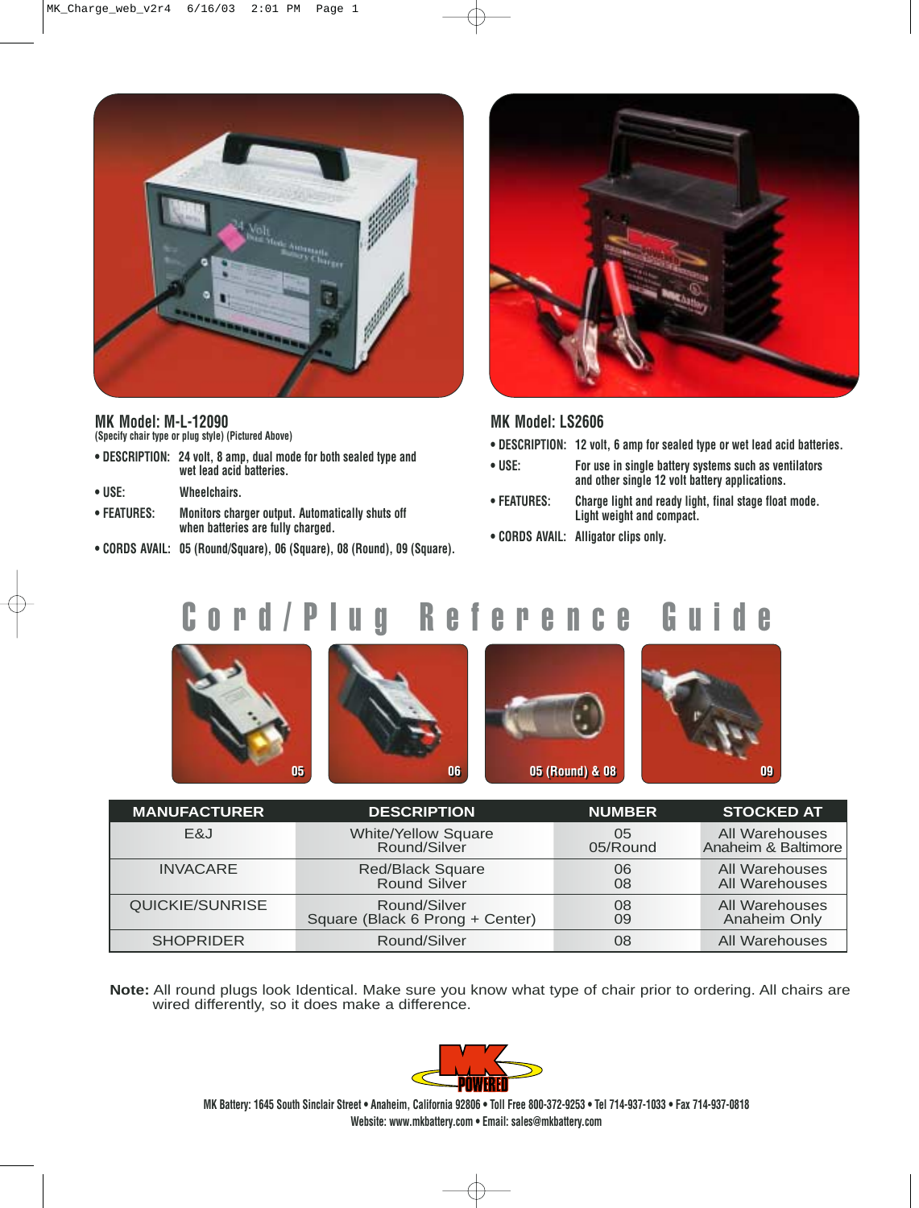## MK Model: M-L-12090

(Specify chair type or plug style) (Pictured Above)

- **DESCRIPTION:** 24 volt, 8 amp, dual mode for both sealed type and wet lead acid batteries.
- **USE:** Wheelchairs.
- **FEATURES:** Monitors charger output. Automatically shuts off when batteries are fully charged.
- **CORDS AVAIL:** 05 (Round/Square), 06 (Square), 08 (Round), 09 (Square).

## MK Model: LS2606

- **DESCRIPTION:** 12 volt, 6 amp for sealed type or wet lead acid batteries.
- **USE:** For use in single battery systems such as ventilators and other single 12 volt battery applications.
- **FEATURES:** Charge light and ready light, final stage float mode. Light weight and compact.
- **CORDS AVAIL:** Alligator clips only.

# Cord/Plug Reference Guide

05

06

05 (Round) & 08

09

| MANUFACTURER | DESCRIPTION | NUMBER | STOCKED AT |
|---|---|---|---|
| E&J | White/Yellow Square<br>Round/Silver | 05<br>05/Round | All Warehouses<br>Anaheim & Baltimore |
| INVACARE | Red/Black Square<br>Round Silver | 06<br>08 | All Warehouses<br>All Warehouses |
| QUICKIE/SUNRISE | Round/Silver<br>Square (Black 6 Prong + Center) | 08<br>09 | All Warehouses<br>Anaheim Only |
| SHOPRIDER | Round/Silver | 08 | All Warehouses |

**Note:** All round plugs look Identical. Make sure you know what type of chair prior to ordering. All chairs are wired differently, so it does make a difference.

MK POWERED

MK Battery: 1645 South Sinclair Street • Anaheim, California 92806 • Toll Free 800-372-9253 • Tel 714-937-1033 • Fax 714-937-0818
Website: www.mkbattery.com • Email: sales@mkbattery.com